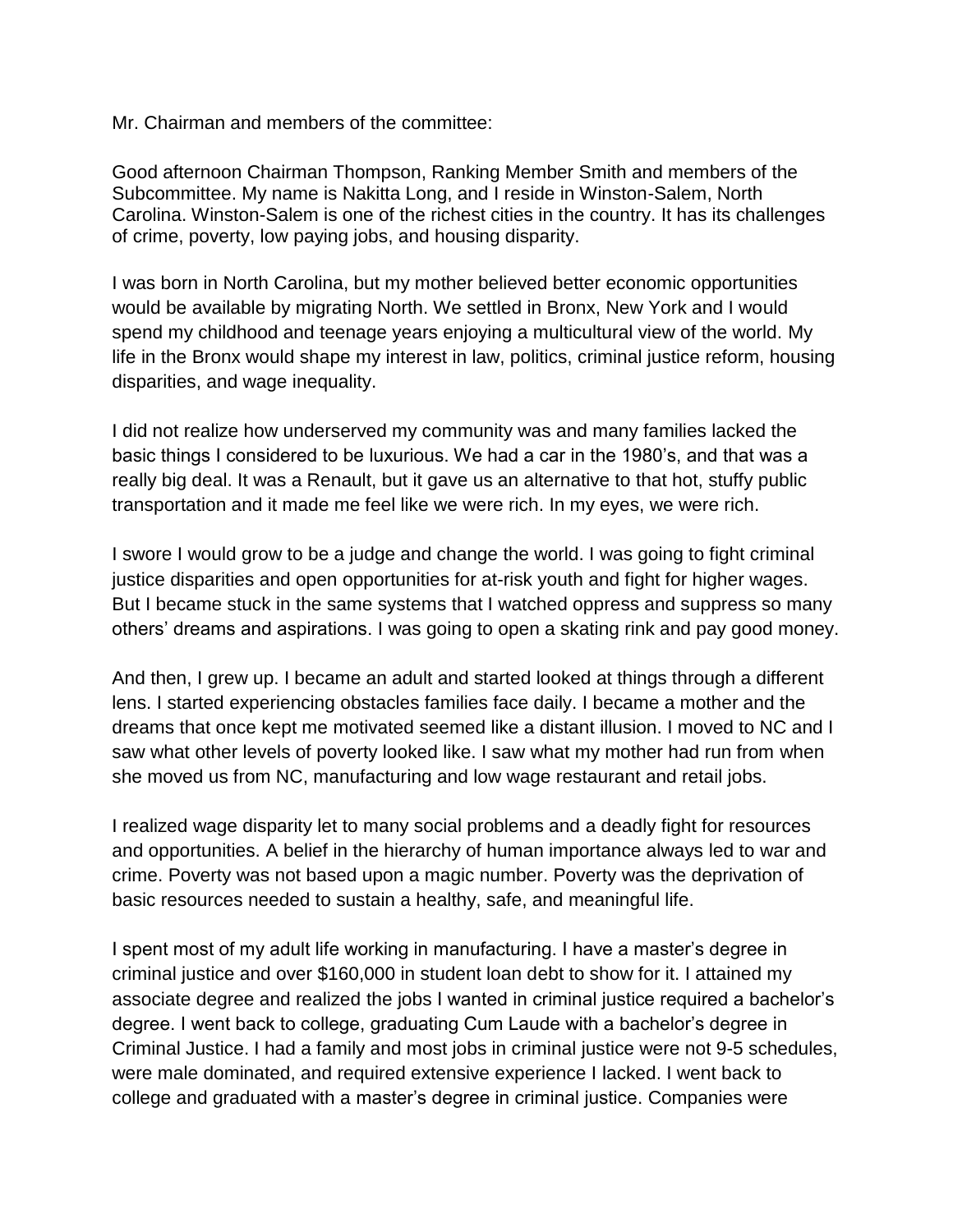Mr. Chairman and members of the committee:

Good afternoon Chairman Thompson, Ranking Member Smith and members of the Subcommittee. My name is Nakitta Long, and I reside in Winston-Salem, North Carolina. Winston-Salem is one of the richest cities in the country. It has its challenges of crime, poverty, low paying jobs, and housing disparity.

I was born in North Carolina, but my mother believed better economic opportunities would be available by migrating North. We settled in Bronx, New York and I would spend my childhood and teenage years enjoying a multicultural view of the world. My life in the Bronx would shape my interest in law, politics, criminal justice reform, housing disparities, and wage inequality.

I did not realize how underserved my community was and many families lacked the basic things I considered to be luxurious. We had a car in the 1980's, and that was a really big deal. It was a Renault, but it gave us an alternative to that hot, stuffy public transportation and it made me feel like we were rich. In my eyes, we were rich.

I swore I would grow to be a judge and change the world. I was going to fight criminal justice disparities and open opportunities for at-risk youth and fight for higher wages. But I became stuck in the same systems that I watched oppress and suppress so many others' dreams and aspirations. I was going to open a skating rink and pay good money.

And then, I grew up. I became an adult and started looked at things through a different lens. I started experiencing obstacles families face daily. I became a mother and the dreams that once kept me motivated seemed like a distant illusion. I moved to NC and I saw what other levels of poverty looked like. I saw what my mother had run from when she moved us from NC, manufacturing and low wage restaurant and retail jobs.

I realized wage disparity let to many social problems and a deadly fight for resources and opportunities. A belief in the hierarchy of human importance always led to war and crime. Poverty was not based upon a magic number. Poverty was the deprivation of basic resources needed to sustain a healthy, safe, and meaningful life.

I spent most of my adult life working in manufacturing. I have a master's degree in criminal justice and over $160,000 in student loan debt to show for it. I attained my associate degree and realized the jobs I wanted in criminal justice required a bachelor's degree. I went back to college, graduating Cum Laude with a bachelor's degree in Criminal Justice. I had a family and most jobs in criminal justice were not 9-5 schedules, were male dominated, and required extensive experience I lacked. I went back to college and graduated with a master's degree in criminal justice. Companies were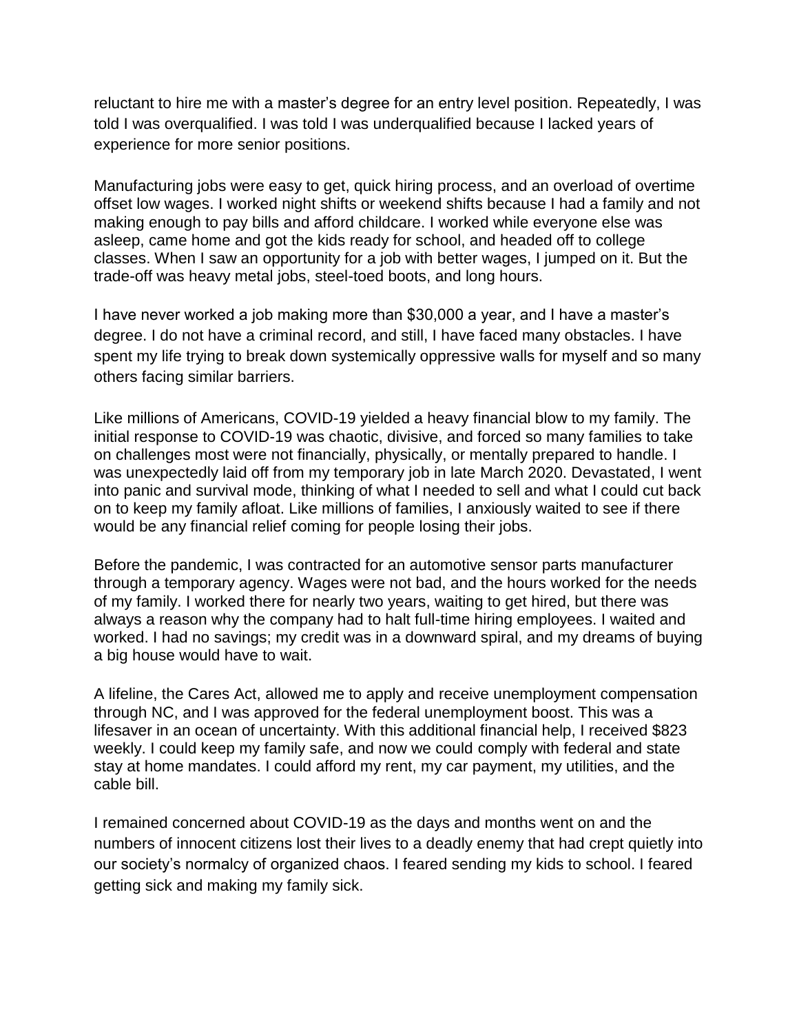reluctant to hire me with a master's degree for an entry level position. Repeatedly, I was told I was overqualified. I was told I was underqualified because I lacked years of experience for more senior positions.

Manufacturing jobs were easy to get, quick hiring process, and an overload of overtime offset low wages. I worked night shifts or weekend shifts because I had a family and not making enough to pay bills and afford childcare. I worked while everyone else was asleep, came home and got the kids ready for school, and headed off to college classes. When I saw an opportunity for a job with better wages, I jumped on it. But the trade-off was heavy metal jobs, steel-toed boots, and long hours.

I have never worked a job making more than $30,000 a year, and I have a master's degree. I do not have a criminal record, and still, I have faced many obstacles. I have spent my life trying to break down systemically oppressive walls for myself and so many others facing similar barriers.

Like millions of Americans, COVID-19 yielded a heavy financial blow to my family. The initial response to COVID-19 was chaotic, divisive, and forced so many families to take on challenges most were not financially, physically, or mentally prepared to handle. I was unexpectedly laid off from my temporary job in late March 2020. Devastated, I went into panic and survival mode, thinking of what I needed to sell and what I could cut back on to keep my family afloat. Like millions of families, I anxiously waited to see if there would be any financial relief coming for people losing their jobs.

Before the pandemic, I was contracted for an automotive sensor parts manufacturer through a temporary agency. Wages were not bad, and the hours worked for the needs of my family. I worked there for nearly two years, waiting to get hired, but there was always a reason why the company had to halt full-time hiring employees. I waited and worked. I had no savings; my credit was in a downward spiral, and my dreams of buying a big house would have to wait.

A lifeline, the Cares Act, allowed me to apply and receive unemployment compensation through NC, and I was approved for the federal unemployment boost. This was a lifesaver in an ocean of uncertainty. With this additional financial help, I received $823 weekly. I could keep my family safe, and now we could comply with federal and state stay at home mandates. I could afford my rent, my car payment, my utilities, and the cable bill.

I remained concerned about COVID-19 as the days and months went on and the numbers of innocent citizens lost their lives to a deadly enemy that had crept quietly into our society's normalcy of organized chaos. I feared sending my kids to school. I feared getting sick and making my family sick.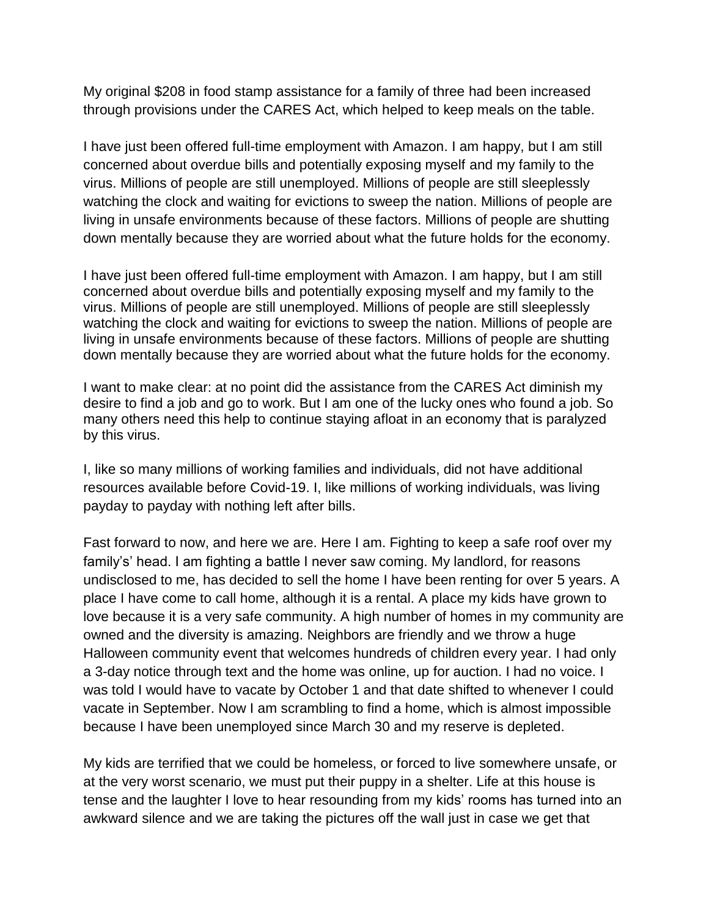My original $208 in food stamp assistance for a family of three had been increased through provisions under the CARES Act, which helped to keep meals on the table.

I have just been offered full-time employment with Amazon. I am happy, but I am still concerned about overdue bills and potentially exposing myself and my family to the virus. Millions of people are still unemployed. Millions of people are still sleeplessly watching the clock and waiting for evictions to sweep the nation. Millions of people are living in unsafe environments because of these factors. Millions of people are shutting down mentally because they are worried about what the future holds for the economy.

I have just been offered full-time employment with Amazon. I am happy, but I am still concerned about overdue bills and potentially exposing myself and my family to the virus. Millions of people are still unemployed. Millions of people are still sleeplessly watching the clock and waiting for evictions to sweep the nation. Millions of people are living in unsafe environments because of these factors. Millions of people are shutting down mentally because they are worried about what the future holds for the economy.

I want to make clear: at no point did the assistance from the CARES Act diminish my desire to find a job and go to work. But I am one of the lucky ones who found a job. So many others need this help to continue staying afloat in an economy that is paralyzed by this virus.

I, like so many millions of working families and individuals, did not have additional resources available before Covid-19. I, like millions of working individuals, was living payday to payday with nothing left after bills.

Fast forward to now, and here we are. Here I am. Fighting to keep a safe roof over my family's' head. I am fighting a battle I never saw coming. My landlord, for reasons undisclosed to me, has decided to sell the home I have been renting for over 5 years. A place I have come to call home, although it is a rental. A place my kids have grown to love because it is a very safe community. A high number of homes in my community are owned and the diversity is amazing. Neighbors are friendly and we throw a huge Halloween community event that welcomes hundreds of children every year. I had only a 3-day notice through text and the home was online, up for auction. I had no voice. I was told I would have to vacate by October 1 and that date shifted to whenever I could vacate in September. Now I am scrambling to find a home, which is almost impossible because I have been unemployed since March 30 and my reserve is depleted.

My kids are terrified that we could be homeless, or forced to live somewhere unsafe, or at the very worst scenario, we must put their puppy in a shelter. Life at this house is tense and the laughter I love to hear resounding from my kids' rooms has turned into an awkward silence and we are taking the pictures off the wall just in case we get that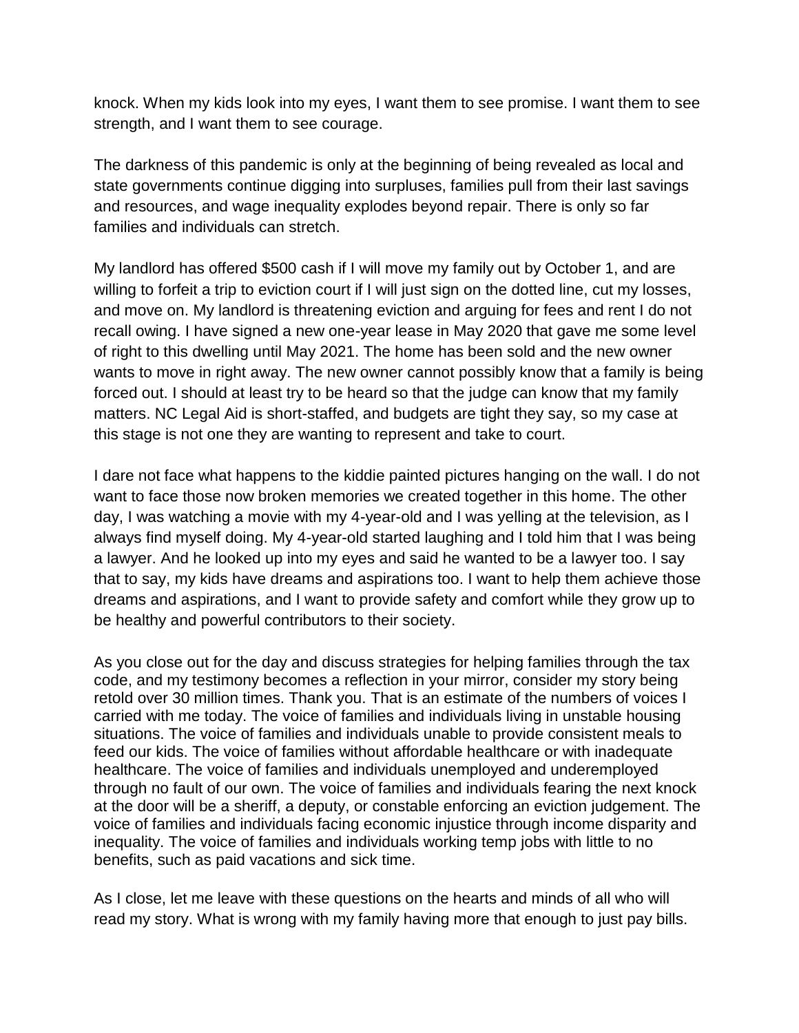knock. When my kids look into my eyes, I want them to see promise. I want them to see strength, and I want them to see courage.

The darkness of this pandemic is only at the beginning of being revealed as local and state governments continue digging into surpluses, families pull from their last savings and resources, and wage inequality explodes beyond repair. There is only so far families and individuals can stretch.

My landlord has offered $500 cash if I will move my family out by October 1, and are willing to forfeit a trip to eviction court if I will just sign on the dotted line, cut my losses, and move on. My landlord is threatening eviction and arguing for fees and rent I do not recall owing. I have signed a new one-year lease in May 2020 that gave me some level of right to this dwelling until May 2021. The home has been sold and the new owner wants to move in right away. The new owner cannot possibly know that a family is being forced out. I should at least try to be heard so that the judge can know that my family matters. NC Legal Aid is short-staffed, and budgets are tight they say, so my case at this stage is not one they are wanting to represent and take to court.

I dare not face what happens to the kiddie painted pictures hanging on the wall. I do not want to face those now broken memories we created together in this home. The other day, I was watching a movie with my 4-year-old and I was yelling at the television, as I always find myself doing. My 4-year-old started laughing and I told him that I was being a lawyer. And he looked up into my eyes and said he wanted to be a lawyer too. I say that to say, my kids have dreams and aspirations too. I want to help them achieve those dreams and aspirations, and I want to provide safety and comfort while they grow up to be healthy and powerful contributors to their society.

As you close out for the day and discuss strategies for helping families through the tax code, and my testimony becomes a reflection in your mirror, consider my story being retold over 30 million times. Thank you. That is an estimate of the numbers of voices I carried with me today. The voice of families and individuals living in unstable housing situations. The voice of families and individuals unable to provide consistent meals to feed our kids. The voice of families without affordable healthcare or with inadequate healthcare. The voice of families and individuals unemployed and underemployed through no fault of our own. The voice of families and individuals fearing the next knock at the door will be a sheriff, a deputy, or constable enforcing an eviction judgement. The voice of families and individuals facing economic injustice through income disparity and inequality. The voice of families and individuals working temp jobs with little to no benefits, such as paid vacations and sick time.

As I close, let me leave with these questions on the hearts and minds of all who will read my story. What is wrong with my family having more that enough to just pay bills.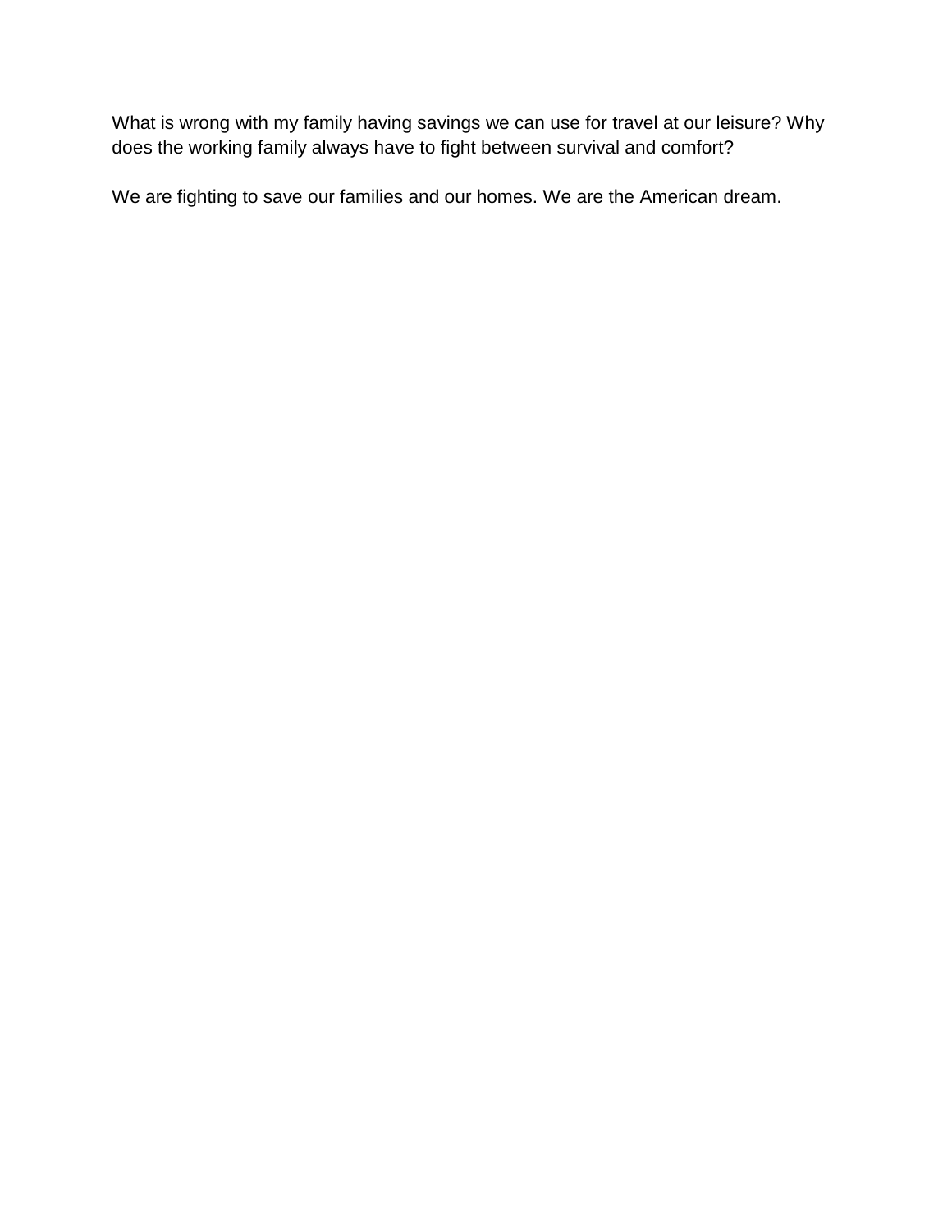What is wrong with my family having savings we can use for travel at our leisure? Why does the working family always have to fight between survival and comfort?

We are fighting to save our families and our homes. We are the American dream.